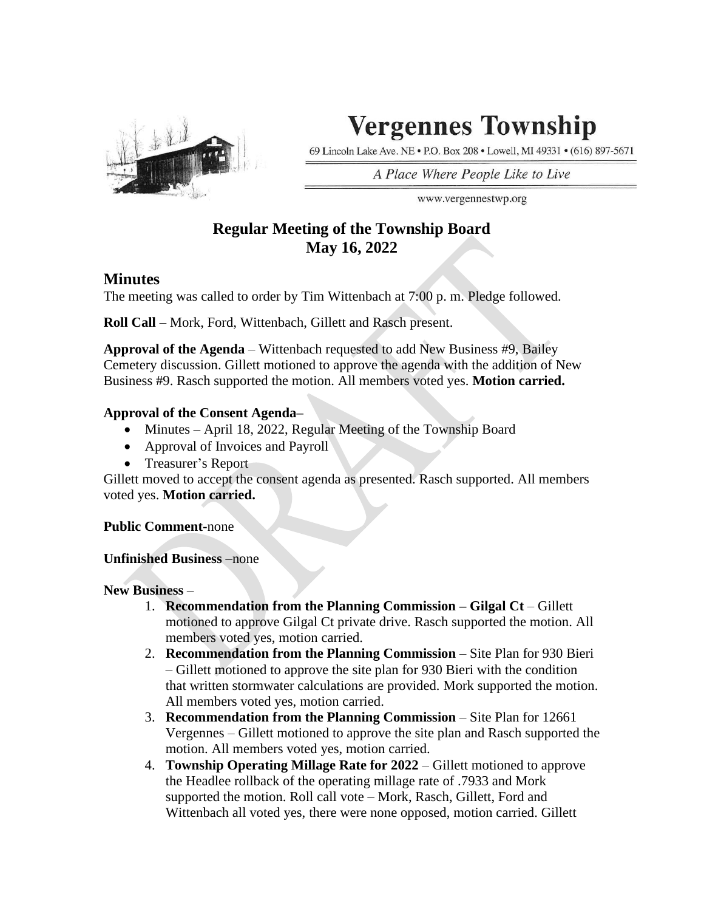# Vergennes Township

69 Lincoln Lake Ave. NE • P.O. Box 208 • Lowell, MI 49331 • (616) 897-5671

*A Place Where People Like to Live*

www.vergennestwp.org

## Regular Meeting of the Township Board
## May 16, 2022

### Minutes

The meeting was called to order by Tim Wittenbach at 7:00 p. m. Pledge followed.

**Roll Call** – Mork, Ford, Wittenbach, Gillett and Rasch present.

**Approval of the Agenda** – Wittenbach requested to add New Business #9, Bailey Cemetery discussion. Gillett motioned to approve the agenda with the addition of New Business #9. Rasch supported the motion. All members voted yes. **Motion carried.**

**Approval of the Consent Agenda–**

- Minutes – April 18, 2022, Regular Meeting of the Township Board
- Approval of Invoices and Payroll
- Treasurer's Report

Gillett moved to accept the consent agenda as presented. Rasch supported. All members voted yes. **Motion carried.**

**Public Comment**-none

**Unfinished Business** –none

**New Business** –

1. **Recommendation from the Planning Commission – Gilgal Ct** – Gillett motioned to approve Gilgal Ct private drive. Rasch supported the motion. All members voted yes, motion carried.
2. **Recommendation from the Planning Commission** – Site Plan for 930 Bieri – Gillett motioned to approve the site plan for 930 Bieri with the condition that written stormwater calculations are provided. Mork supported the motion. All members voted yes, motion carried.
3. **Recommendation from the Planning Commission** – Site Plan for 12661 Vergennes – Gillett motioned to approve the site plan and Rasch supported the motion. All members voted yes, motion carried.
4. **Township Operating Millage Rate for 2022** – Gillett motioned to approve the Headlee rollback of the operating millage rate of .7933 and Mork supported the motion. Roll call vote – Mork, Rasch, Gillett, Ford and Wittenbach all voted yes, there were none opposed, motion carried. Gillett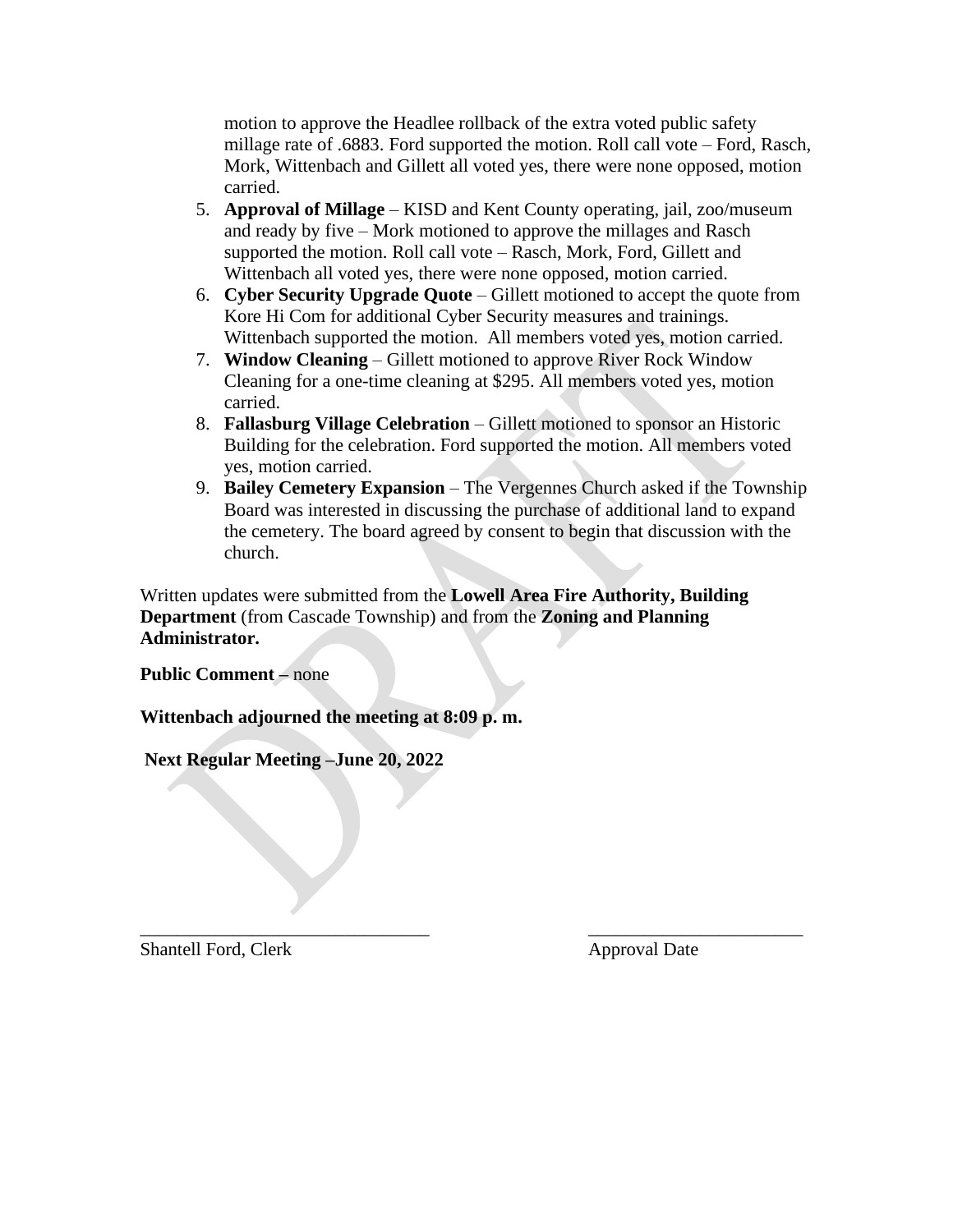motion to approve the Headlee rollback of the extra voted public safety millage rate of .6883. Ford supported the motion. Roll call vote – Ford, Rasch, Mork, Wittenbach and Gillett all voted yes, there were none opposed, motion carried.

5. **Approval of Millage** – KISD and Kent County operating, jail, zoo/museum and ready by five – Mork motioned to approve the millages and Rasch supported the motion. Roll call vote – Rasch, Mork, Ford, Gillett and Wittenbach all voted yes, there were none opposed, motion carried.
6. **Cyber Security Upgrade Quote** – Gillett motioned to accept the quote from Kore Hi Com for additional Cyber Security measures and trainings. Wittenbach supported the motion. All members voted yes, motion carried.
7. **Window Cleaning** – Gillett motioned to approve River Rock Window Cleaning for a one-time cleaning at $295. All members voted yes, motion carried.
8. **Fallasburg Village Celebration** – Gillett motioned to sponsor an Historic Building for the celebration. Ford supported the motion. All members voted yes, motion carried.
9. **Bailey Cemetery Expansion** – The Vergennes Church asked if the Township Board was interested in discussing the purchase of additional land to expand the cemetery. The board agreed by consent to begin that discussion with the church.

Written updates were submitted from the **Lowell Area Fire Authority, Building Department** (from Cascade Township) and from the **Zoning and Planning Administrator.**

**Public Comment –** none

**Wittenbach adjourned the meeting at 8:09 p. m.**

**Next Regular Meeting –June 20, 2022**

_______________________________ _______________________

Shantell Ford, Clerk Approval Date